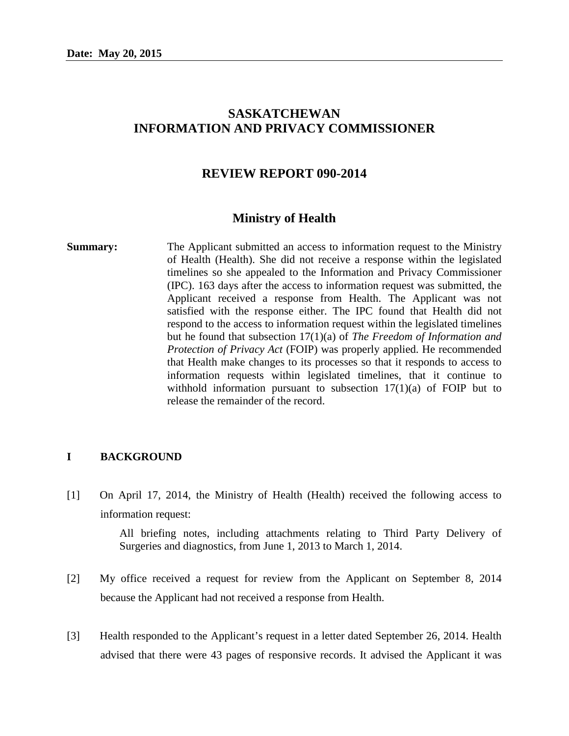**Date: May 20, 2015**

# SASKATCHEWAN
# INFORMATION AND PRIVACY COMMISSIONER

## REVIEW REPORT 090-2014

## Ministry of Health

**Summary:** The Applicant submitted an access to information request to the Ministry of Health (Health). She did not receive a response within the legislated timelines so she appealed to the Information and Privacy Commissioner (IPC). 163 days after the access to information request was submitted, the Applicant received a response from Health. The Applicant was not satisfied with the response either. The IPC found that Health did not respond to the access to information request within the legislated timelines but he found that subsection 17(1)(a) of *The Freedom of Information and Protection of Privacy Act* (FOIP) was properly applied. He recommended that Health make changes to its processes so that it responds to access to information requests within legislated timelines, that it continue to withhold information pursuant to subsection 17(1)(a) of FOIP but to release the remainder of the record.

### I BACKGROUND

[1] On April 17, 2014, the Ministry of Health (Health) received the following access to information request:

> All briefing notes, including attachments relating to Third Party Delivery of Surgeries and diagnostics, from June 1, 2013 to March 1, 2014.

[2] My office received a request for review from the Applicant on September 8, 2014 because the Applicant had not received a response from Health.

[3] Health responded to the Applicant's request in a letter dated September 26, 2014. Health advised that there were 43 pages of responsive records. It advised the Applicant it was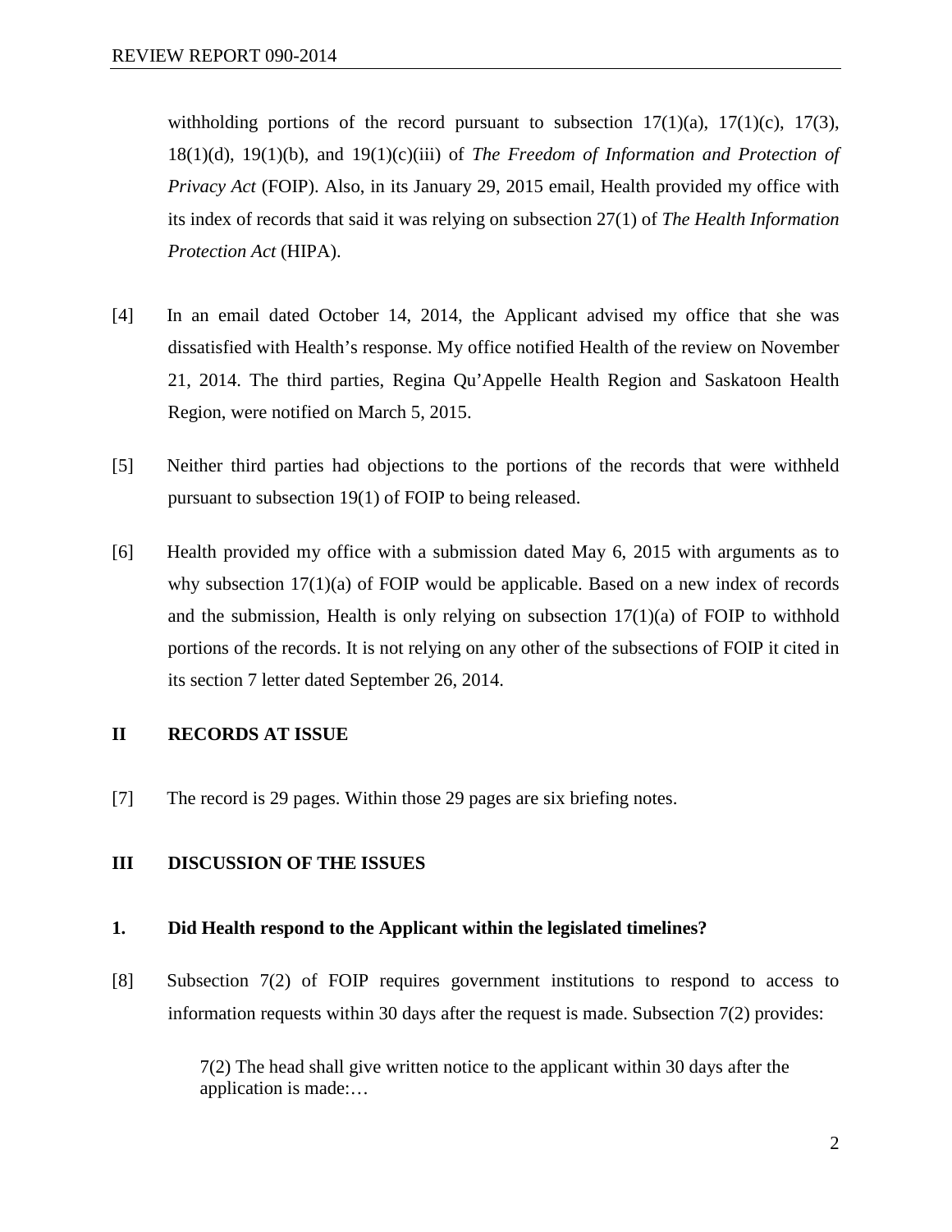withholding portions of the record pursuant to subsection 17(1)(a), 17(1)(c), 17(3), 18(1)(d), 19(1)(b), and 19(1)(c)(iii) of *The Freedom of Information and Protection of Privacy Act* (FOIP). Also, in its January 29, 2015 email, Health provided my office with its index of records that said it was relying on subsection 27(1) of *The Health Information Protection Act* (HIPA).

[4] In an email dated October 14, 2014, the Applicant advised my office that she was dissatisfied with Health's response. My office notified Health of the review on November 21, 2014. The third parties, Regina Qu'Appelle Health Region and Saskatoon Health Region, were notified on March 5, 2015.

[5] Neither third parties had objections to the portions of the records that were withheld pursuant to subsection 19(1) of FOIP to being released.

[6] Health provided my office with a submission dated May 6, 2015 with arguments as to why subsection 17(1)(a) of FOIP would be applicable. Based on a new index of records and the submission, Health is only relying on subsection 17(1)(a) of FOIP to withhold portions of the records. It is not relying on any other of the subsections of FOIP it cited in its section 7 letter dated September 26, 2014.

## II RECORDS AT ISSUE

[7] The record is 29 pages. Within those 29 pages are six briefing notes.

## III DISCUSSION OF THE ISSUES

### 1. Did Health respond to the Applicant within the legislated timelines?

[8] Subsection 7(2) of FOIP requires government institutions to respond to access to information requests within 30 days after the request is made. Subsection 7(2) provides:

> 7(2) The head shall give written notice to the applicant within 30 days after the application is made:…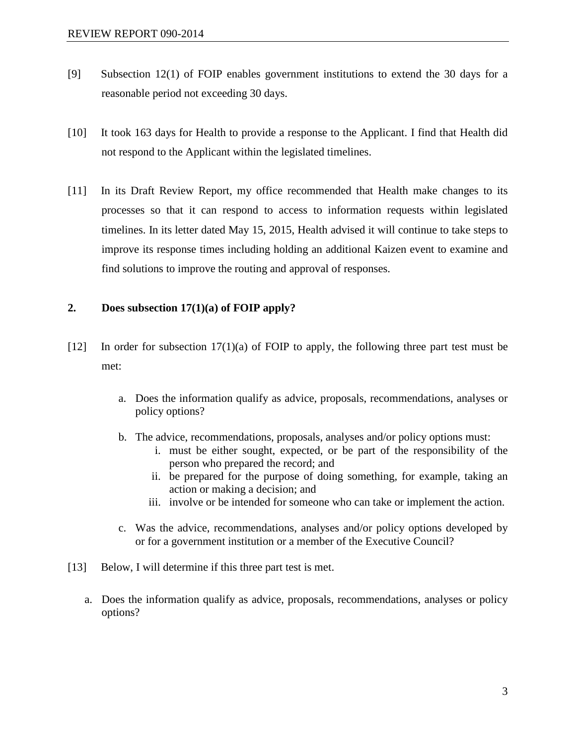[9] Subsection 12(1) of FOIP enables government institutions to extend the 30 days for a reasonable period not exceeding 30 days.

[10] It took 163 days for Health to provide a response to the Applicant. I find that Health did not respond to the Applicant within the legislated timelines.

[11] In its Draft Review Report, my office recommended that Health make changes to its processes so that it can respond to access to information requests within legislated timelines. In its letter dated May 15, 2015, Health advised it will continue to take steps to improve its response times including holding an additional Kaizen event to examine and find solutions to improve the routing and approval of responses.

**2. Does subsection 17(1)(a) of FOIP apply?**

[12] In order for subsection 17(1)(a) of FOIP to apply, the following three part test must be met:

a. Does the information qualify as advice, proposals, recommendations, analyses or policy options?

b. The advice, recommendations, proposals, analyses and/or policy options must:
   i. must be either sought, expected, or be part of the responsibility of the person who prepared the record; and
   ii. be prepared for the purpose of doing something, for example, taking an action or making a decision; and
   iii. involve or be intended for someone who can take or implement the action.

c. Was the advice, recommendations, analyses and/or policy options developed by or for a government institution or a member of the Executive Council?

[13] Below, I will determine if this three part test is met.

a. Does the information qualify as advice, proposals, recommendations, analyses or policy options?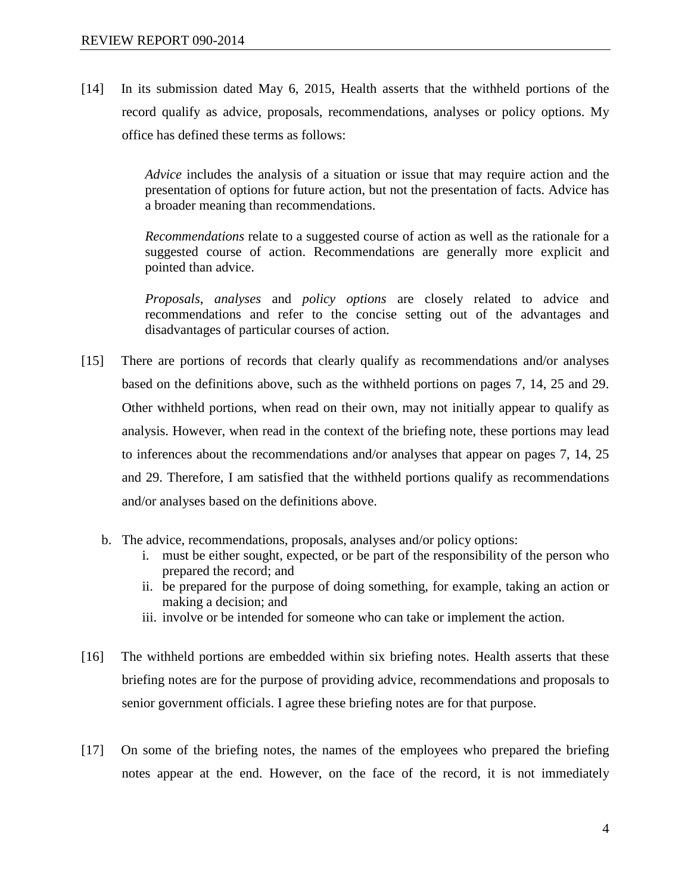[14] In its submission dated May 6, 2015, Health asserts that the withheld portions of the record qualify as advice, proposals, recommendations, analyses or policy options. My office has defined these terms as follows:

> *Advice* includes the analysis of a situation or issue that may require action and the presentation of options for future action, but not the presentation of facts. Advice has a broader meaning than recommendations.
>
> *Recommendations* relate to a suggested course of action as well as the rationale for a suggested course of action. Recommendations are generally more explicit and pointed than advice.
>
> *Proposals*, *analyses* and *policy options* are closely related to advice and recommendations and refer to the concise setting out of the advantages and disadvantages of particular courses of action.

[15] There are portions of records that clearly qualify as recommendations and/or analyses based on the definitions above, such as the withheld portions on pages 7, 14, 25 and 29. Other withheld portions, when read on their own, may not initially appear to qualify as analysis. However, when read in the context of the briefing note, these portions may lead to inferences about the recommendations and/or analyses that appear on pages 7, 14, 25 and 29. Therefore, I am satisfied that the withheld portions qualify as recommendations and/or analyses based on the definitions above.

b. The advice, recommendations, proposals, analyses and/or policy options:
   i. must be either sought, expected, or be part of the responsibility of the person who prepared the record; and
   ii. be prepared for the purpose of doing something, for example, taking an action or making a decision; and
   iii. involve or be intended for someone who can take or implement the action.

[16] The withheld portions are embedded within six briefing notes. Health asserts that these briefing notes are for the purpose of providing advice, recommendations and proposals to senior government officials. I agree these briefing notes are for that purpose.

[17] On some of the briefing notes, the names of the employees who prepared the briefing notes appear at the end. However, on the face of the record, it is not immediately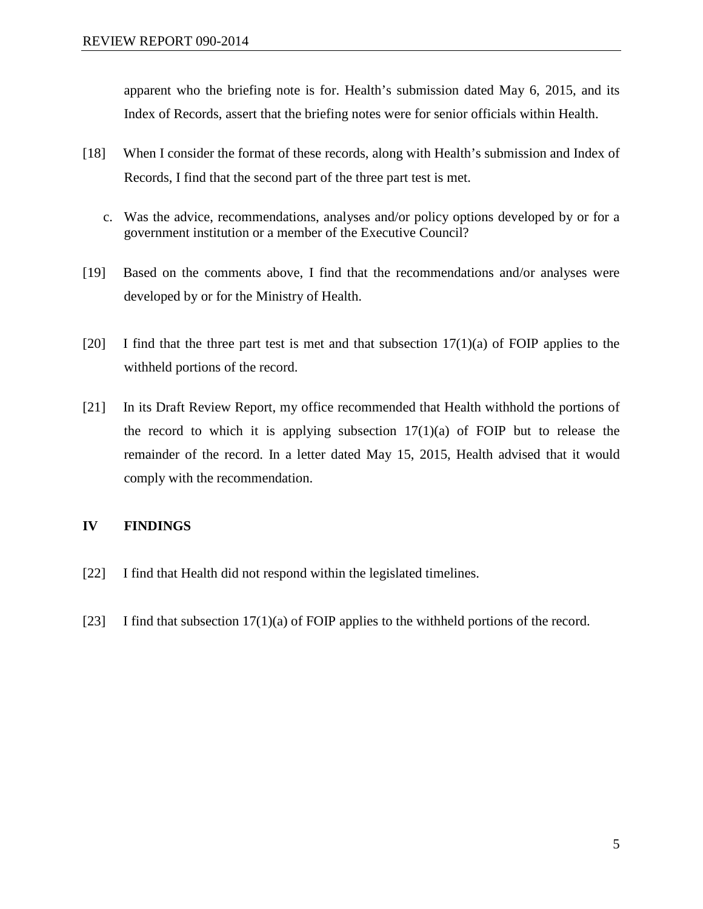apparent who the briefing note is for. Health's submission dated May 6, 2015, and its Index of Records, assert that the briefing notes were for senior officials within Health.

[18] When I consider the format of these records, along with Health's submission and Index of Records, I find that the second part of the three part test is met.

c. Was the advice, recommendations, analyses and/or policy options developed by or for a government institution or a member of the Executive Council?

[19] Based on the comments above, I find that the recommendations and/or analyses were developed by or for the Ministry of Health.

[20] I find that the three part test is met and that subsection 17(1)(a) of FOIP applies to the withheld portions of the record.

[21] In its Draft Review Report, my office recommended that Health withhold the portions of the record to which it is applying subsection 17(1)(a) of FOIP but to release the remainder of the record. In a letter dated May 15, 2015, Health advised that it would comply with the recommendation.

## IV FINDINGS

[22] I find that Health did not respond within the legislated timelines.

[23] I find that subsection 17(1)(a) of FOIP applies to the withheld portions of the record.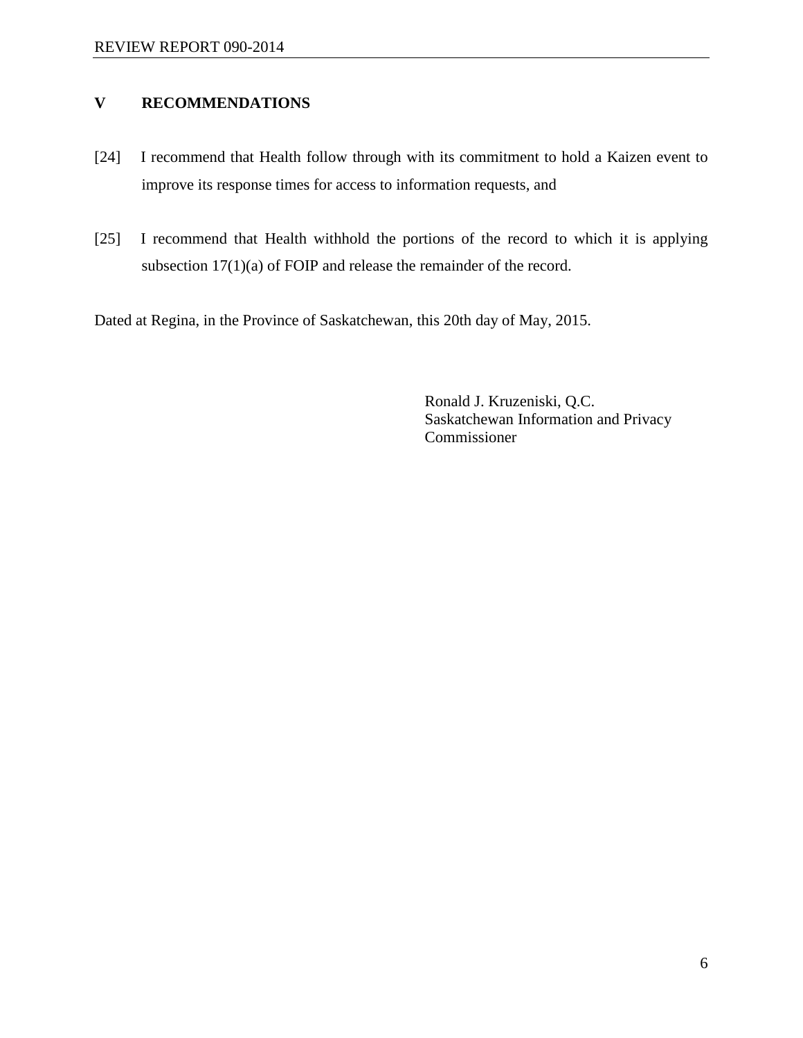## V RECOMMENDATIONS

[24] I recommend that Health follow through with its commitment to hold a Kaizen event to improve its response times for access to information requests, and

[25] I recommend that Health withhold the portions of the record to which it is applying subsection 17(1)(a) of FOIP and release the remainder of the record.

Dated at Regina, in the Province of Saskatchewan, this 20th day of May, 2015.

Ronald J. Kruzeniski, Q.C.
Saskatchewan Information and Privacy Commissioner